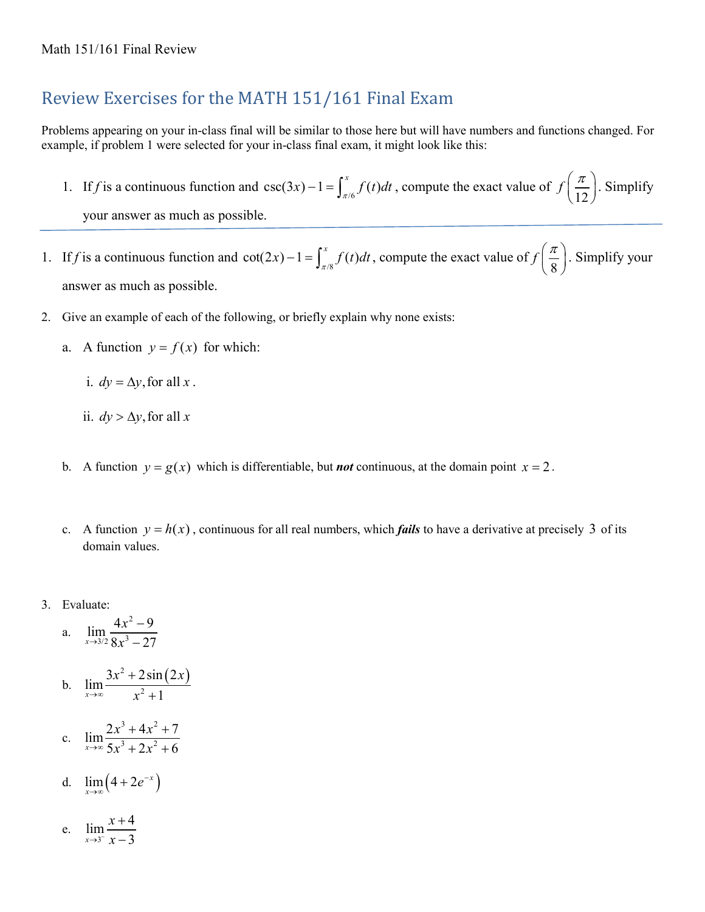## Review Exercises for the MATH 151/161 Final Exam

Problems appearing on your in-class final will be similar to those here but will have numbers and functions changed. For example, if problem 1 were selected for your in-class final exam, it might look like this:

1. If *f* is a continuous function and $\csc(3x) - 1 = \int_{\pi/6}^{x} f(t)\,dt$, compute the exact value of $f\left(\frac{\pi}{12}\right)$. Simplify your answer as much as possible.

---

1. If *f* is a continuous function and $\cot(2x) - 1 = \int_{\pi/8}^{x} f(t)\,dt$, compute the exact value of $f\left(\frac{\pi}{8}\right)$. Simplify your answer as much as possible.

2. Give an example of each of the following, or briefly explain why none exists:

   a. A function $y = f(x)$ for which:

      i. $dy = \Delta y$, for all $x$.

      ii. $dy > \Delta y$, for all $x$

   b. A function $y = g(x)$ which is differentiable, but ***not*** continuous, at the domain point $x = 2$.

   c. A function $y = h(x)$, continuous for all real numbers, which ***fails*** to have a derivative at precisely $3$ of its domain values.

3. Evaluate:

   a. $\lim\limits_{x \to 3/2} \dfrac{4x^2 - 9}{8x^3 - 27}$

   b. $\lim\limits_{x \to \infty} \dfrac{3x^2 + 2\sin(2x)}{x^2 + 1}$

   c. $\lim\limits_{x \to \infty} \dfrac{2x^3 + 4x^2 + 7}{5x^3 + 2x^2 + 6}$

   d. $\lim\limits_{x \to \infty} \left(4 + 2e^{-x}\right)$

   e. $\lim\limits_{x \to 3^-} \dfrac{x + 4}{x - 3}$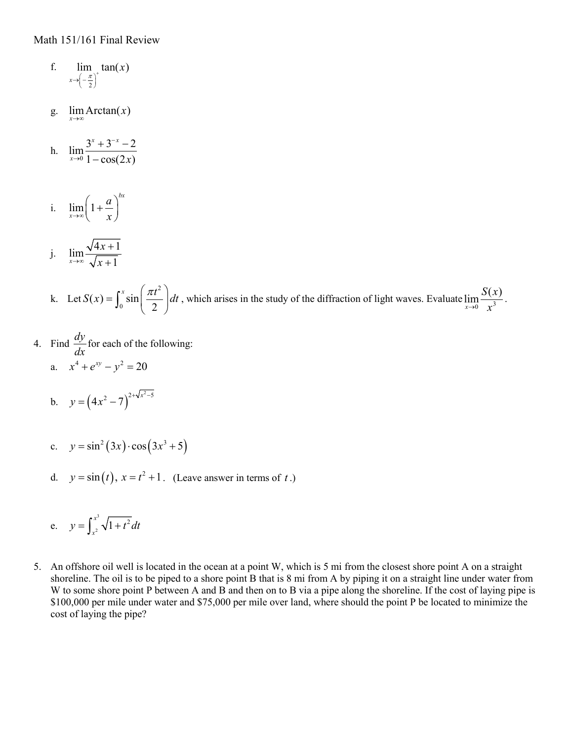f. $\lim\limits_{x \to \left(-\frac{\pi}{2}\right)^+} \tan(x)$

g. $\lim\limits_{x \to \infty} \text{Arctan}(x)$

h. $\lim\limits_{x \to 0} \dfrac{3^x + 3^{-x} - 2}{1 - \cos(2x)}$

i. $\lim\limits_{x \to \infty} \left(1 + \dfrac{a}{x}\right)^{bx}$

j. $\lim\limits_{x \to \infty} \dfrac{\sqrt{4x+1}}{\sqrt{x+1}}$

k. Let $S(x) = \int_0^x \sin\left(\dfrac{\pi t^2}{2}\right) dt$, which arises in the study of the diffraction of light waves. Evaluate $\lim\limits_{x \to 0} \dfrac{S(x)}{x^3}$.

4. Find $\dfrac{dy}{dx}$ for each of the following:

   a. $x^4 + e^{xy} - y^2 = 20$

   b. $y = \left(4x^2 - 7\right)^{2+\sqrt{x^2-5}}$

   c. $y = \sin^2(3x) \cdot \cos\left(3x^3 + 5\right)$

   d. $y = \sin(t)$, $x = t^2 + 1$. (Leave answer in terms of $t$.)

   e. $y = \int_{x^2}^{x^3} \sqrt{1+t^2}\, dt$

5. An offshore oil well is located in the ocean at a point W, which is 5 mi from the closest shore point A on a straight shoreline. The oil is to be piped to a shore point B that is 8 mi from A by piping it on a straight line under water from W to some shore point P between A and B and then on to B via a pipe along the shoreline. If the cost of laying pipe is \$100,000 per mile under water and \$75,000 per mile over land, where should the point P be located to minimize the cost of laying the pipe?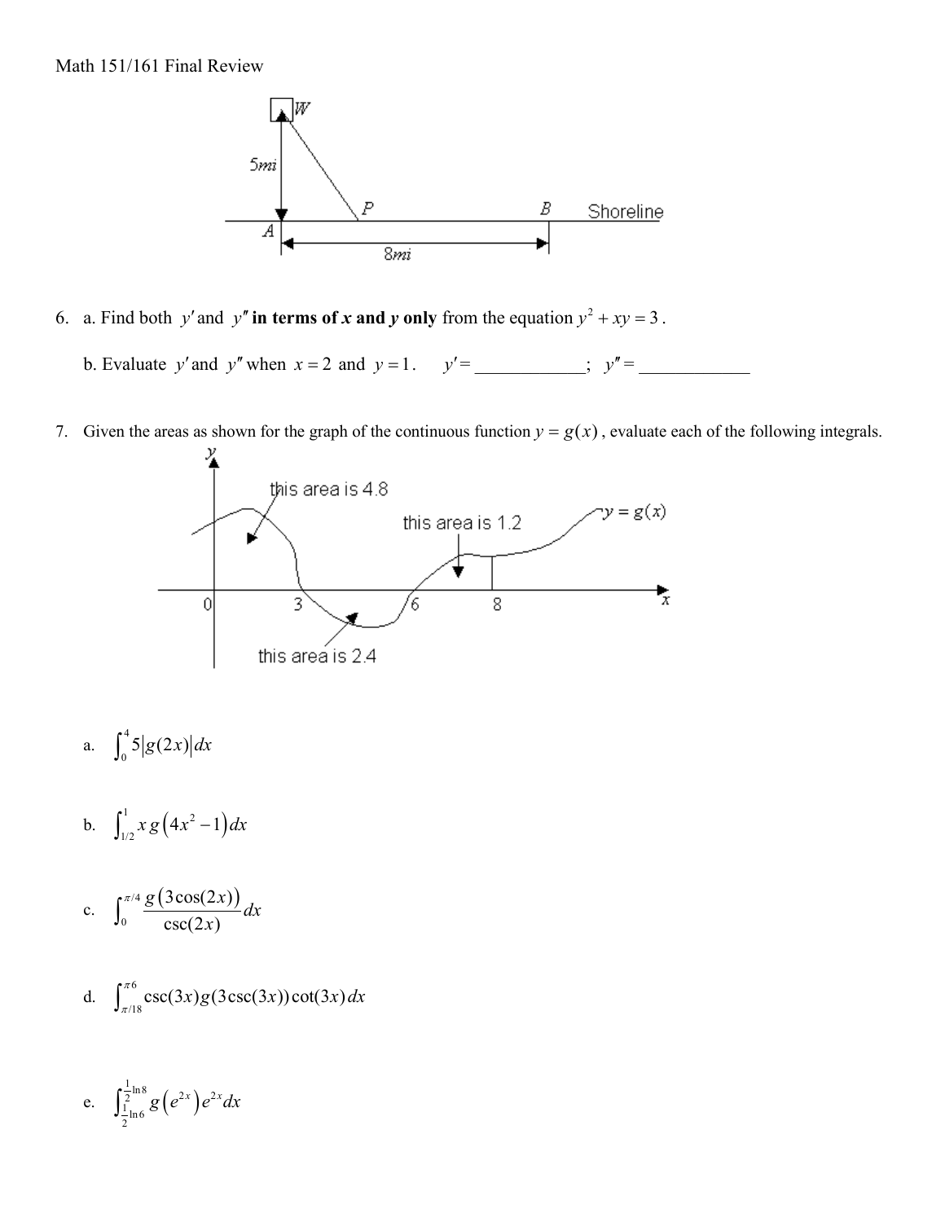Math 151/161 Final Review

6. a. Find both $y'$ and $y''$ **in terms of *x* and *y* only** from the equation $y^2 + xy = 3$.

   b. Evaluate $y'$ and $y''$ when $x = 2$ and $y = 1$. $\quad y' =$ ____________; $\quad y'' =$ ____________

7. Given the areas as shown for the graph of the continuous function $y = g(x)$, evaluate each of the following integrals.

   a. $\displaystyle\int_0^4 5|g(2x)|\,dx$

   b. $\displaystyle\int_{1/2}^{1} x\,g\left(4x^2 - 1\right)dx$

   c. $\displaystyle\int_0^{\pi/4} \frac{g\left(3\cos(2x)\right)}{\csc(2x)}\,dx$

   d. $\displaystyle\int_{\pi/18}^{\pi 6} \csc(3x)g(3\csc(3x))\cot(3x)\,dx$

   e. $\displaystyle\int_{\frac{1}{2}\ln 6}^{\frac{1}{2}\ln 8} g\left(e^{2x}\right)e^{2x}\,dx$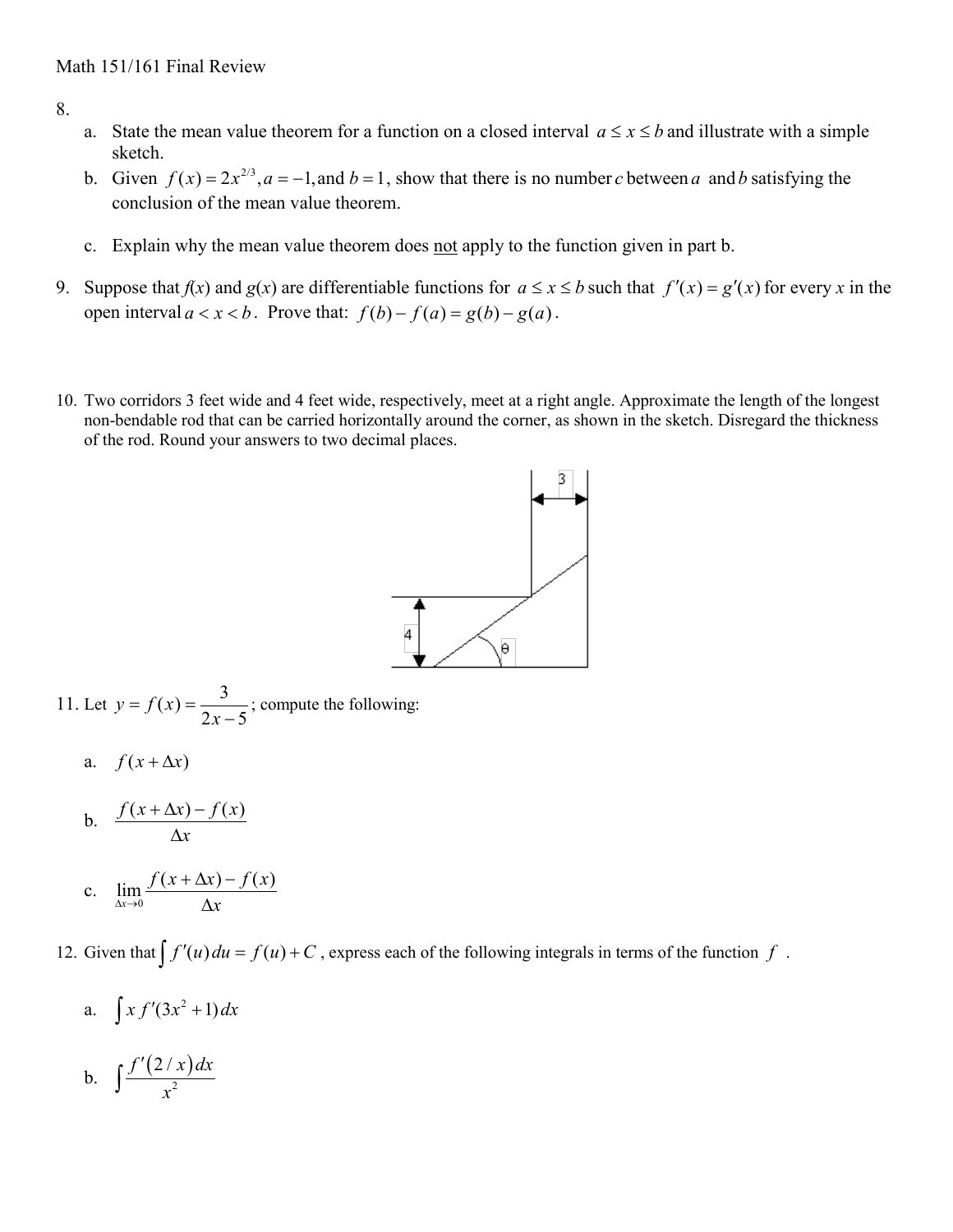Math 151/161 Final Review

8.
   a. State the mean value theorem for a function on a closed interval $a \le x \le b$ and illustrate with a simple sketch.
   b. Given $f(x) = 2x^{2/3}, a = -1,$ and $b = 1$, show that there is no number $c$ between $a$ and $b$ satisfying the conclusion of the mean value theorem.
   c. Explain why the mean value theorem does <u>not</u> apply to the function given in part b.

9. Suppose that $f(x)$ and $g(x)$ are differentiable functions for $a \le x \le b$ such that $f'(x) = g'(x)$ for every $x$ in the open interval $a < x < b$. Prove that: $f(b) - f(a) = g(b) - g(a)$.

10. Two corridors 3 feet wide and 4 feet wide, respectively, meet at a right angle. Approximate the length of the longest non-bendable rod that can be carried horizontally around the corner, as shown in the sketch. Disregard the thickness of the rod. Round your answers to two decimal places.

11. Let $y = f(x) = \dfrac{3}{2x-5}$; compute the following:

   a. $f(x + \Delta x)$

   b. $\dfrac{f(x+\Delta x) - f(x)}{\Delta x}$

   c. $\lim\limits_{\Delta x \to 0} \dfrac{f(x+\Delta x) - f(x)}{\Delta x}$

12. Given that $\int f'(u)\,du = f(u) + C$, express each of the following integrals in terms of the function $f$.

   a. $\int x\, f'(3x^2+1)\,dx$

   b. $\int \dfrac{f'(2/x)\,dx}{x^2}$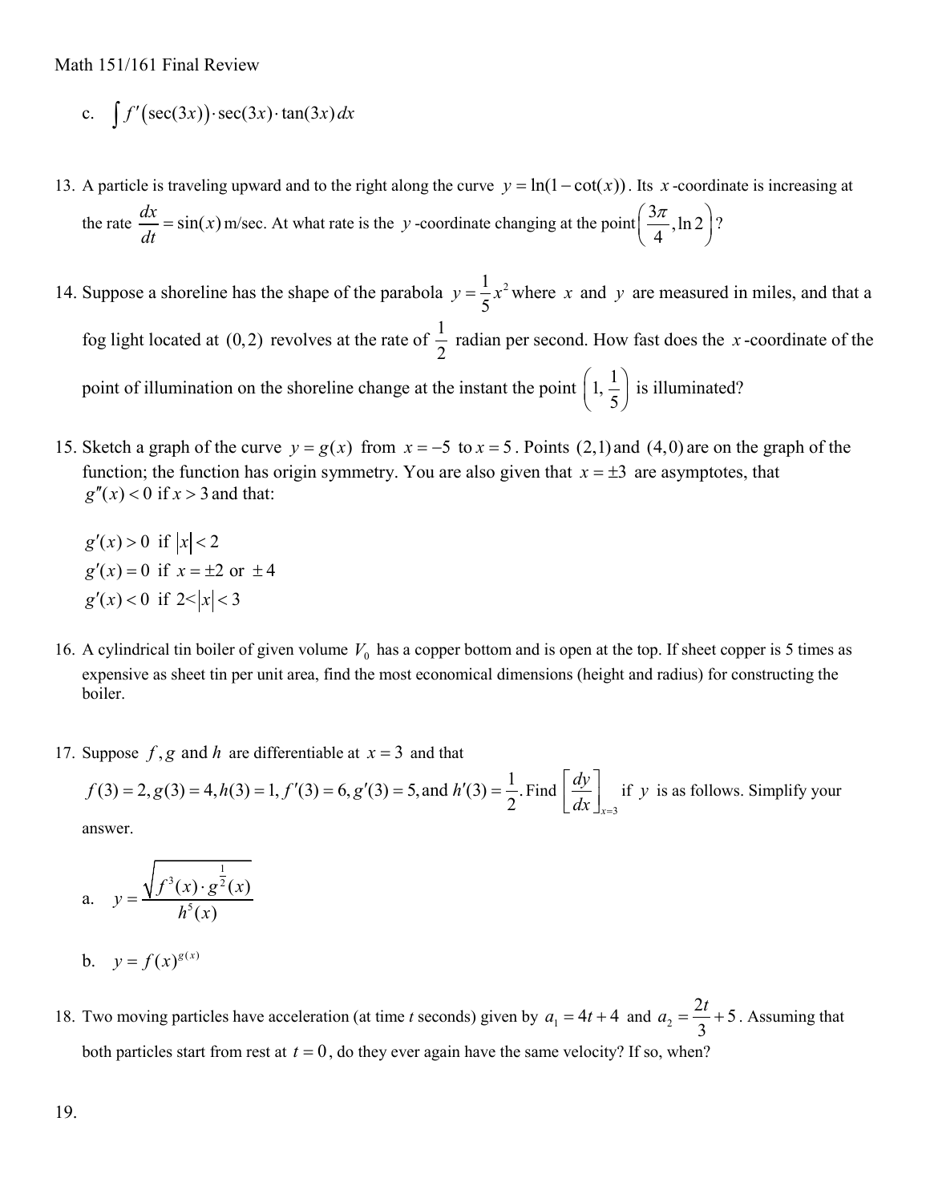c. $\int f'(\sec(3x)) \cdot \sec(3x) \cdot \tan(3x)\, dx$

13. A particle is traveling upward and to the right along the curve $y = \ln(1 - \cot(x))$. Its $x$-coordinate is increasing at the rate $\frac{dx}{dt} = \sin(x)$ m/sec. At what rate is the $y$-coordinate changing at the point $\left(\frac{3\pi}{4}, \ln 2\right)$?

14. Suppose a shoreline has the shape of the parabola $y = \frac{1}{5}x^2$ where $x$ and $y$ are measured in miles, and that a fog light located at $(0,2)$ revolves at the rate of $\frac{1}{2}$ radian per second. How fast does the $x$-coordinate of the point of illumination on the shoreline change at the instant the point $\left(1, \frac{1}{5}\right)$ is illuminated?

15. Sketch a graph of the curve $y = g(x)$ from $x = -5$ to $x = 5$. Points $(2,1)$ and $(4,0)$ are on the graph of the function; the function has origin symmetry. You are also given that $x = \pm 3$ are asymptotes, that $g''(x) < 0$ if $x > 3$ and that:

    $g'(x) > 0$ if $|x| < 2$
    $g'(x) = 0$ if $x = \pm 2$ or $\pm 4$
    $g'(x) < 0$ if $2 < |x| < 3$

16. A cylindrical tin boiler of given volume $V_0$ has a copper bottom and is open at the top. If sheet copper is 5 times as expensive as sheet tin per unit area, find the most economical dimensions (height and radius) for constructing the boiler.

17. Suppose $f, g$ and $h$ are differentiable at $x = 3$ and that $f(3) = 2, g(3) = 4, h(3) = 1, f'(3) = 6, g'(3) = 5,$ and $h'(3) = \frac{1}{2}$. Find $\left[\frac{dy}{dx}\right]_{x=3}$ if $y$ is as follows. Simplify your answer.

    a. $y = \dfrac{\sqrt{f^3(x) \cdot g^{\frac{1}{2}}(x)}}{h^5(x)}$

    b. $y = f(x)^{g(x)}$

18. Two moving particles have acceleration (at time $t$ seconds) given by $a_1 = 4t + 4$ and $a_2 = \frac{2t}{3} + 5$. Assuming that both particles start from rest at $t = 0$, do they ever again have the same velocity? If so, when?

19.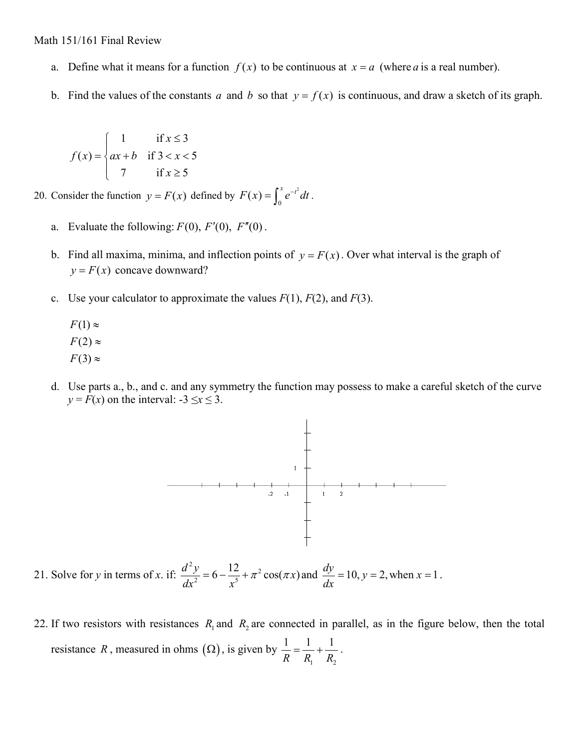Math 151/161 Final Review

a. Define what it means for a function $f(x)$ to be continuous at $x = a$ (where $a$ is a real number).

b. Find the values of the constants $a$ and $b$ so that $y = f(x)$ is continuous, and draw a sketch of its graph.

$$f(x) = \begin{cases} 1 & \text{if } x \le 3 \\ ax + b & \text{if } 3 < x < 5 \\ 7 & \text{if } x \ge 5 \end{cases}$$

20. Consider the function $y = F(x)$ defined by $F(x) = \int_0^x e^{-t^2}\,dt$.

a. Evaluate the following: $F(0)$, $F'(0)$, $F''(0)$.

b. Find all maxima, minima, and inflection points of $y = F(x)$. Over what interval is the graph of $y = F(x)$ concave downward?

c. Use your calculator to approximate the values $F(1)$, $F(2)$, and $F(3)$.

$F(1) \approx$

$F(2) \approx$

$F(3) \approx$

d. Use parts a., b., and c. and any symmetry the function may possess to make a careful sketch of the curve $y = F(x)$ on the interval: $-3 \le x \le 3$.

21. Solve for $y$ in terms of $x$. if: $\dfrac{d^2y}{dx^2} = 6 - \dfrac{12}{x^5} + \pi^2 \cos(\pi x)$ and $\dfrac{dy}{dx} = 10$, $y = 2$, when $x = 1$.

22. If two resistors with resistances $R_1$ and $R_2$ are connected in parallel, as in the figure below, then the total resistance $R$, measured in ohms $(\Omega)$, is given by $\dfrac{1}{R} = \dfrac{1}{R_1} + \dfrac{1}{R_2}$.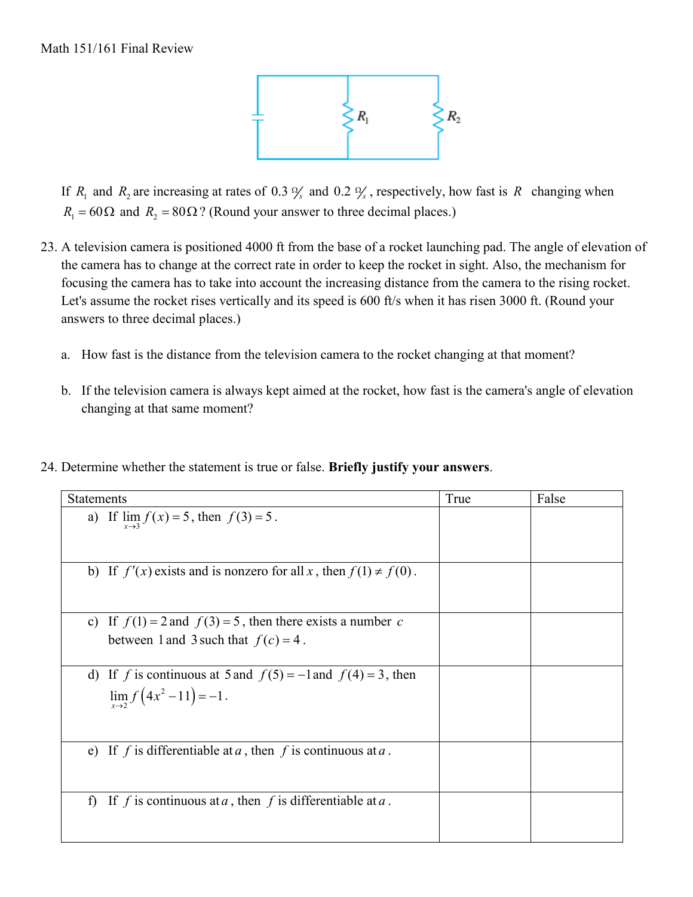If $R_1$ and $R_2$ are increasing at rates of $0.3 \,\Omega/s$ and $0.2 \,\Omega/s$, respectively, how fast is $R$ changing when $R_1 = 60\,\Omega$ and $R_2 = 80\,\Omega$? (Round your answer to three decimal places.)

23. A television camera is positioned 4000 ft from the base of a rocket launching pad. The angle of elevation of the camera has to change at the correct rate in order to keep the rocket in sight. Also, the mechanism for focusing the camera has to take into account the increasing distance from the camera to the rising rocket. Let's assume the rocket rises vertically and its speed is 600 ft/s when it has risen 3000 ft. (Round your answers to three decimal places.)

    a. How fast is the distance from the television camera to the rocket changing at that moment?

    b. If the television camera is always kept aimed at the rocket, how fast is the camera's angle of elevation changing at that same moment?

24. Determine whether the statement is true or false. **Briefly justify your answers**.

| Statements | True | False |
| --- | --- | --- |
| a) If $\lim_{x \to 3} f(x) = 5$, then $f(3) = 5$. | | |
| b) If $f'(x)$ exists and is nonzero for all $x$, then $f(1) \neq f(0)$. | | |
| c) If $f(1) = 2$ and $f(3) = 5$, then there exists a number $c$ between 1 and 3 such that $f(c) = 4$. | | |
| d) If $f$ is continuous at 5 and $f(5) = -1$ and $f(4) = 3$, then $\lim_{x \to 2} f(4x^2 - 11) = -1$. | | |
| e) If $f$ is differentiable at $a$, then $f$ is continuous at $a$. | | |
| f) If $f$ is continuous at $a$, then $f$ is differentiable at $a$. | | |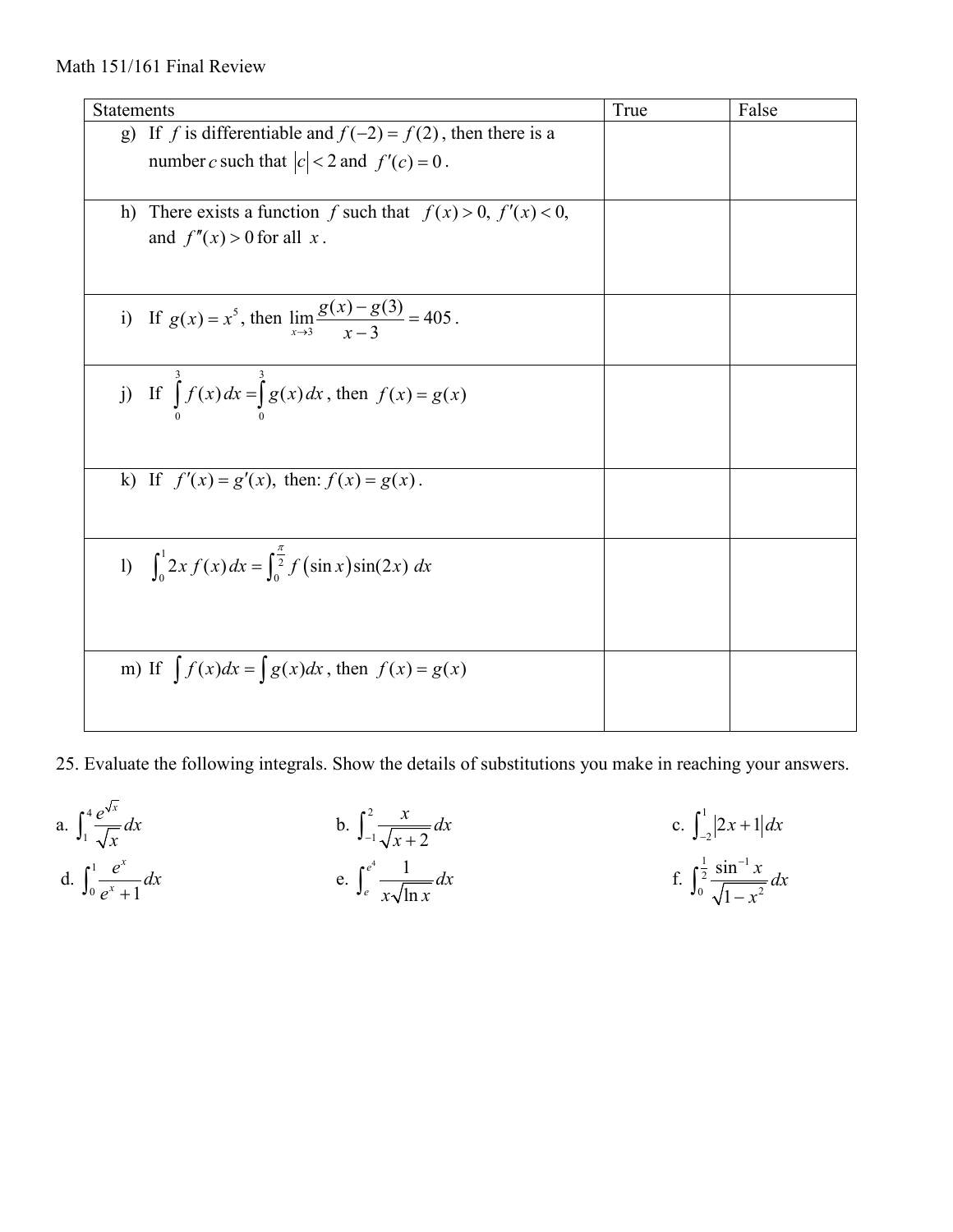Math 151/161 Final Review

| Statements | True | False |
|---|---|---|
| g) If $f$ is differentiable and $f(-2) = f(2)$, then there is a number $c$ such that $\lvert c \rvert < 2$ and $f'(c) = 0$. | | |
| h) There exists a function $f$ such that $f(x) > 0,\ f'(x) < 0,$ and $f''(x) > 0$ for all $x$. | | |
| i) If $g(x) = x^5$, then $\lim\limits_{x \to 3} \dfrac{g(x) - g(3)}{x - 3} = 405$. | | |
| j) If $\int_0^3 f(x)\,dx = \int_0^3 g(x)\,dx$, then $f(x) = g(x)$ | | |
| k) If $f'(x) = g'(x),$ then: $f(x) = g(x)$. | | |
| l) $\int_0^1 2x\, f(x)\,dx = \int_0^{\frac{\pi}{2}} f(\sin x)\sin(2x)\,dx$ | | |
| m) If $\int f(x)dx = \int g(x)dx$, then $f(x) = g(x)$ | | |

25. Evaluate the following integrals. Show the details of substitutions you make in reaching your answers.

a. $\displaystyle\int_1^4 \frac{e^{\sqrt{x}}}{\sqrt{x}}\,dx$

b. $\displaystyle\int_{-1}^2 \frac{x}{\sqrt{x+2}}\,dx$

c. $\displaystyle\int_{-2}^1 \lvert 2x+1 \rvert\,dx$

d. $\displaystyle\int_0^1 \frac{e^x}{e^x+1}\,dx$

e. $\displaystyle\int_e^{e^4} \frac{1}{x\sqrt{\ln x}}\,dx$

f. $\displaystyle\int_0^{\frac{1}{2}} \frac{\sin^{-1} x}{\sqrt{1-x^2}}\,dx$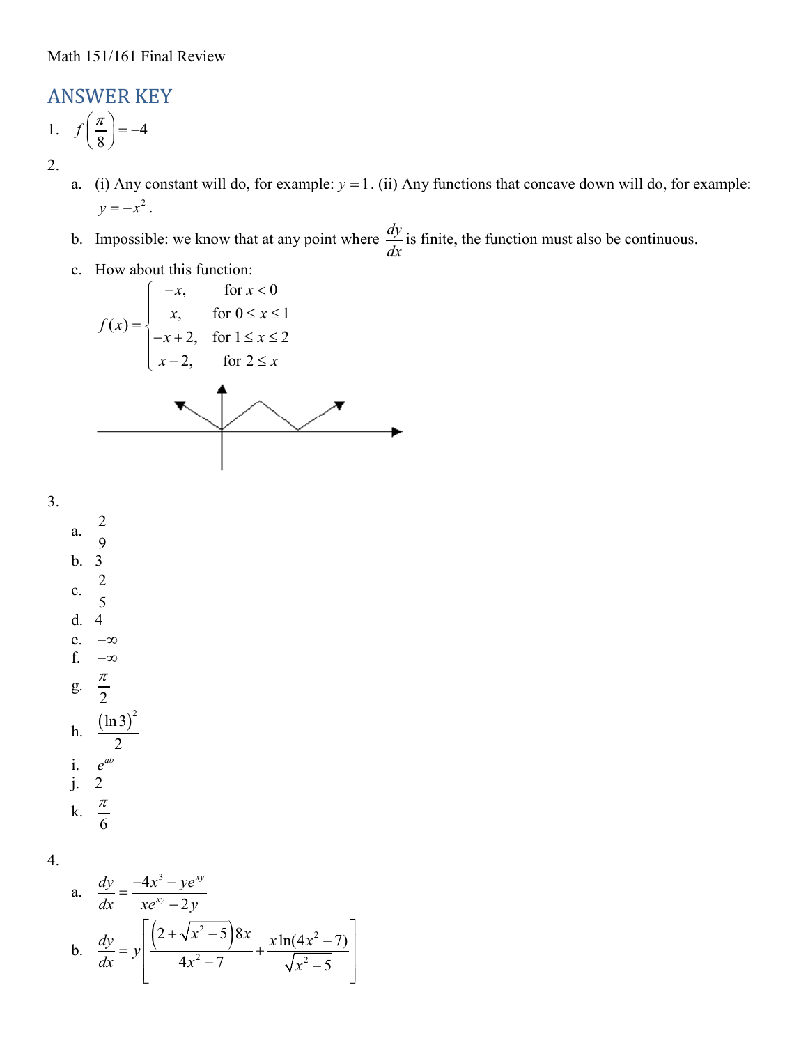Math 151/161 Final Review

## ANSWER KEY

1. $f\left(\frac{\pi}{8}\right) = -4$

2.
   a. (i) Any constant will do, for example: $y = 1$. (ii) Any functions that concave down will do, for example: $y = -x^2$.
   b. Impossible: we know that at any point where $\frac{dy}{dx}$ is finite, the function must also be continuous.
   c. How about this function:

$$f(x) = \begin{cases} -x, & \text{for } x < 0 \\ x, & \text{for } 0 \le x \le 1 \\ -x+2, & \text{for } 1 \le x \le 2 \\ x-2, & \text{for } 2 \le x \end{cases}$$

3.
   a. $\frac{2}{9}$
   b. 3
   c. $\frac{2}{5}$
   d. 4
   e. $-\infty$
   f. $-\infty$
   g. $\frac{\pi}{2}$
   h. $\frac{(\ln 3)^2}{2}$
   i. $e^{ab}$
   j. 2
   k. $\frac{\pi}{6}$

4.
   a. $\frac{dy}{dx} = \frac{-4x^3 - ye^{xy}}{xe^{xy} - 2y}$
   b. $\frac{dy}{dx} = y\left[\frac{\left(2+\sqrt{x^2-5}\right)8x}{4x^2-7} + \frac{x\ln(4x^2-7)}{\sqrt{x^2-5}}\right]$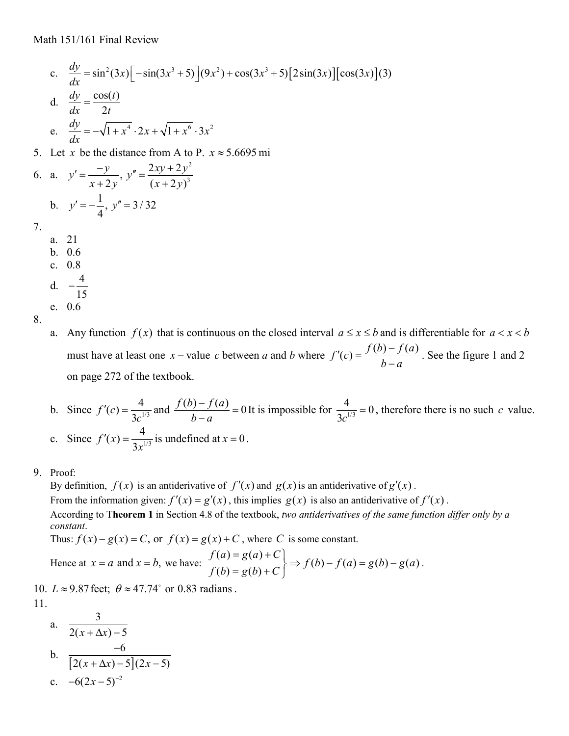c. $\dfrac{dy}{dx} = \sin^2(3x)\left[-\sin(3x^3+5)\right](9x^2) + \cos(3x^3+5)\left[2\sin(3x)\right]\left[\cos(3x)\right](3)$

d. $\dfrac{dy}{dx} = \dfrac{\cos(t)}{2t}$

e. $\dfrac{dy}{dx} = -\sqrt{1+x^4}\cdot 2x + \sqrt{1+x^6}\cdot 3x^2$

5. Let $x$ be the distance from A to P. $x \approx 5.6695$ mi

6.
   a. $y' = \dfrac{-y}{x+2y}$, $y'' = \dfrac{2xy+2y^2}{(x+2y)^3}$

   b. $y' = -\dfrac{1}{4}$, $y'' = 3/32$

7.
   a. 21
   b. 0.6
   c. 0.8
   d. $-\dfrac{4}{15}$
   e. 0.6

8.
   a. Any function $f(x)$ that is continuous on the closed interval $a \le x \le b$ and is differentiable for $a < x < b$ must have at least one $x-$value $c$ between $a$ and $b$ where $f'(c) = \dfrac{f(b)-f(a)}{b-a}$. See the figure 1 and 2 on page 272 of the textbook.

   b. Since $f'(c) = \dfrac{4}{3c^{1/3}}$ and $\dfrac{f(b)-f(a)}{b-a} = 0$ It is impossible for $\dfrac{4}{3c^{1/3}} = 0$, therefore there is no such $c$ value.

   c. Since $f'(x) = \dfrac{4}{3x^{1/3}}$ is undefined at $x = 0$.

9. Proof:
   By definition, $f(x)$ is an antiderivative of $f'(x)$ and $g(x)$ is an antiderivative of $g'(x)$.
   From the information given: $f'(x) = g'(x)$, this implies $g(x)$ is also an antiderivative of $f'(x)$.
   According to **Theorem 1** in Section 4.8 of the textbook, *two antiderivatives of the same function differ only by a constant*.
   Thus: $f(x) - g(x) = C$, or $f(x) = g(x) + C$, where $C$ is some constant.
   Hence at $x = a$ and $x = b$, we have: $\left.\begin{array}{l} f(a) = g(a) + C \\ f(b) = g(b) + C \end{array}\right\} \Rightarrow f(b) - f(a) = g(b) - g(a)$.

10. $L \approx 9.87$ feet; $\theta \approx 47.74^\circ$ or 0.83 radians.

11.
   a. $\dfrac{3}{2(x+\Delta x)-5}$

   b. $\dfrac{-6}{\left[2(x+\Delta x)-5\right](2x-5)}$

   c. $-6(2x-5)^{-2}$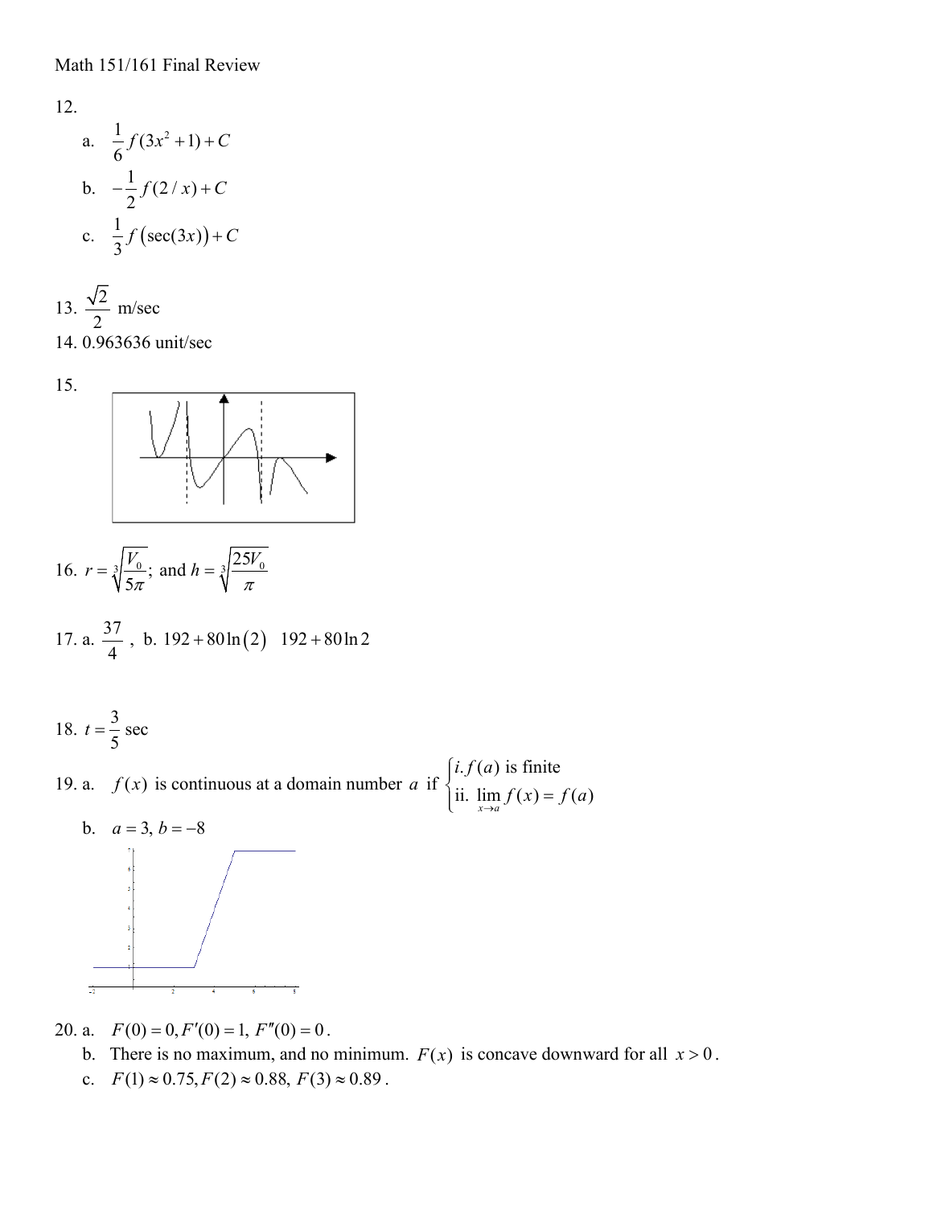Math 151/161 Final Review

12.

a. $\frac{1}{6}f(3x^2+1)+C$

b. $-\frac{1}{2}f(2/x)+C$

c. $\frac{1}{3}f\left(\sec(3x)\right)+C$

13. $\frac{\sqrt{2}}{2}$ m/sec

14. 0.963636 unit/sec

15.

16. $r=\sqrt[3]{\frac{V_0}{5\pi}}$; and $h=\sqrt[3]{\frac{25V_0}{\pi}}$

17. a. $\frac{37}{4}$ , b. $192+80\ln(2)$ $192+80\ln 2$

18. $t=\frac{3}{5}$ sec

19. a. $f(x)$ is continuous at a domain number $a$ if $\begin{cases} i. f(a) \text{ is finite} \\ \text{ii. } \lim\limits_{x\to a} f(x)=f(a) \end{cases}$

b. $a=3, b=-8$

20. a. $F(0)=0, F'(0)=1, F''(0)=0$.

b. There is no maximum, and no minimum. $F(x)$ is concave downward for all $x>0$.

c. $F(1)\approx 0.75, F(2)\approx 0.88, F(3)\approx 0.89$.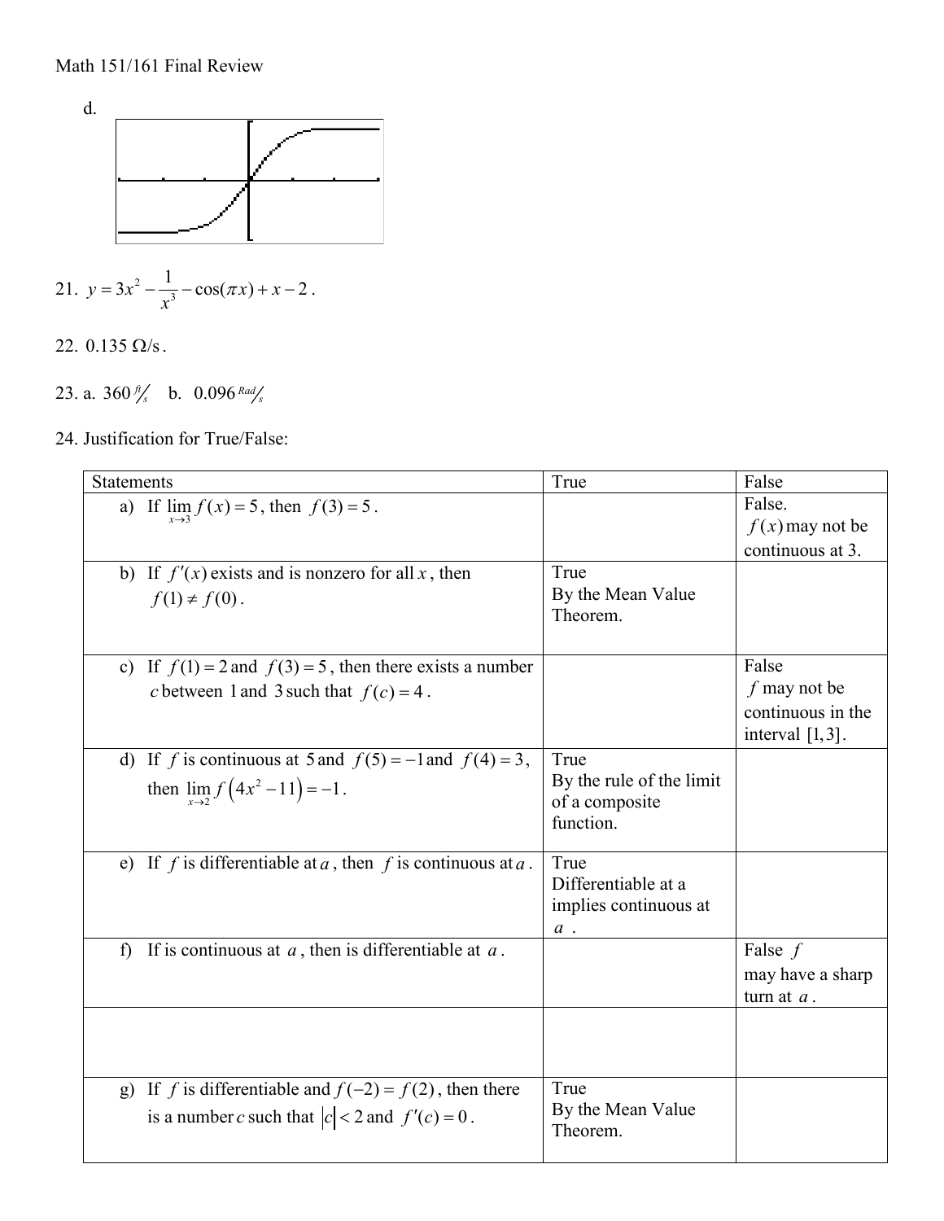Math 151/161 Final Review

d.

21. $y = 3x^2 - \frac{1}{x^3} - \cos(\pi x) + x - 2$.

22. $0.135\ \Omega/\text{s}$.

23. a. $360\ ^{ft}\!/_{s}$ b. $0.096\ ^{Rad}\!/_{s}$

24. Justification for True/False:

| Statements | True | False |
|---|---|---|
| a) If $\lim_{x\to 3} f(x) = 5$, then $f(3) = 5$. | | False. $f(x)$ may not be continuous at 3. |
| b) If $f'(x)$ exists and is nonzero for all $x$, then $f(1) \neq f(0)$. | True By the Mean Value Theorem. | |
| c) If $f(1) = 2$ and $f(3) = 5$, then there exists a number $c$ between 1 and 3 such that $f(c) = 4$. | | False $f$ may not be continuous in the interval $[1,3]$. |
| d) If $f$ is continuous at 5 and $f(5) = -1$ and $f(4) = 3$, then $\lim_{x\to 2} f\left(4x^2 - 11\right) = -1$. | True By the rule of the limit of a composite function. | |
| e) If $f$ is differentiable at $a$, then $f$ is continuous at $a$. | True Differentiable at a implies continuous at $a$. | |
| f) If is continuous at $a$, then is differentiable at $a$. | | False $f$ may have a sharp turn at $a$. |
| | | |
| g) If $f$ is differentiable and $f(-2) = f(2)$, then there is a number $c$ such that $\lvert c \rvert < 2$ and $f'(c) = 0$. | True By the Mean Value Theorem. | |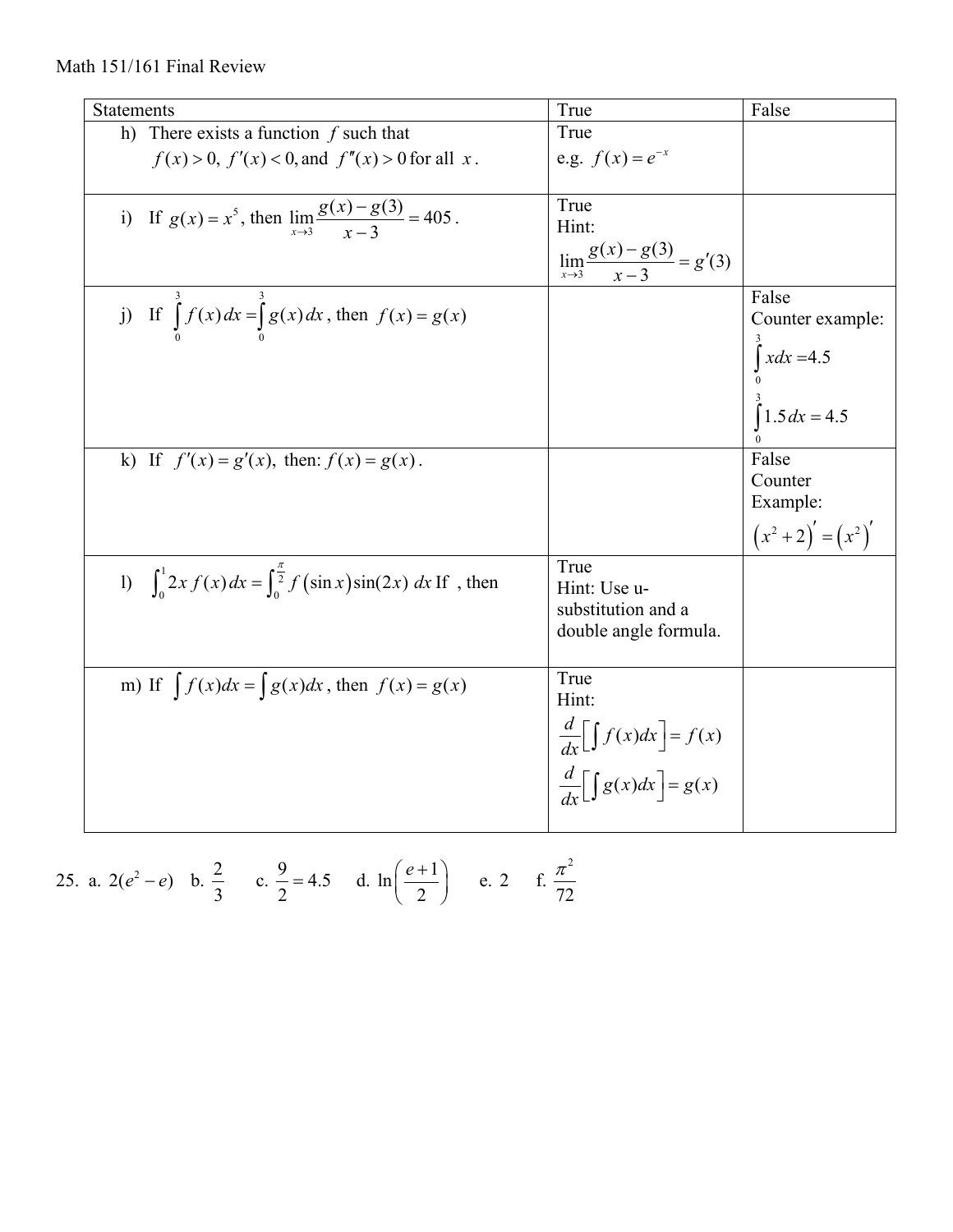Math 151/161 Final Review

| Statements | True | False |
|---|---|---|
| h) There exists a function $f$ such that $f(x) > 0,\ f'(x) < 0,$ and $f''(x) > 0$ for all $x$. | True e.g. $f(x) = e^{-x}$ | |
| i) If $g(x) = x^5$, then $\lim_{x \to 3} \frac{g(x) - g(3)}{x - 3} = 405$. | True Hint: $\lim_{x \to 3} \frac{g(x) - g(3)}{x - 3} = g'(3)$ | |
| j) If $\int_0^3 f(x)\,dx = \int_0^3 g(x)\,dx$, then $f(x) = g(x)$ | | False Counter example: $\int_0^3 x dx = 4.5$ $\int_0^3 1.5\,dx = 4.5$ |
| k) If $f'(x) = g'(x)$, then: $f(x) = g(x)$. | | False Counter Example: $\left(x^2 + 2\right)' = \left(x^2\right)'$ |
| l) $\int_0^1 2x\, f(x)\,dx = \int_0^{\frac{\pi}{2}} f\left(\sin x\right) \sin(2x)\ dx$ If , then | True Hint: Use u-substitution and a double angle formula. | |
| m) If $\int f(x)dx = \int g(x)dx$, then $f(x) = g(x)$ | True Hint: $\frac{d}{dx}\left[\int f(x)dx\right] = f(x)$ $\frac{d}{dx}\left[\int g(x)dx\right] = g(x)$ | |

25. a. $2(e^2 - e)$ b. $\frac{2}{3}$ c. $\frac{9}{2} = 4.5$ d. $\ln\left(\frac{e+1}{2}\right)$ e. 2 f. $\frac{\pi^2}{72}$